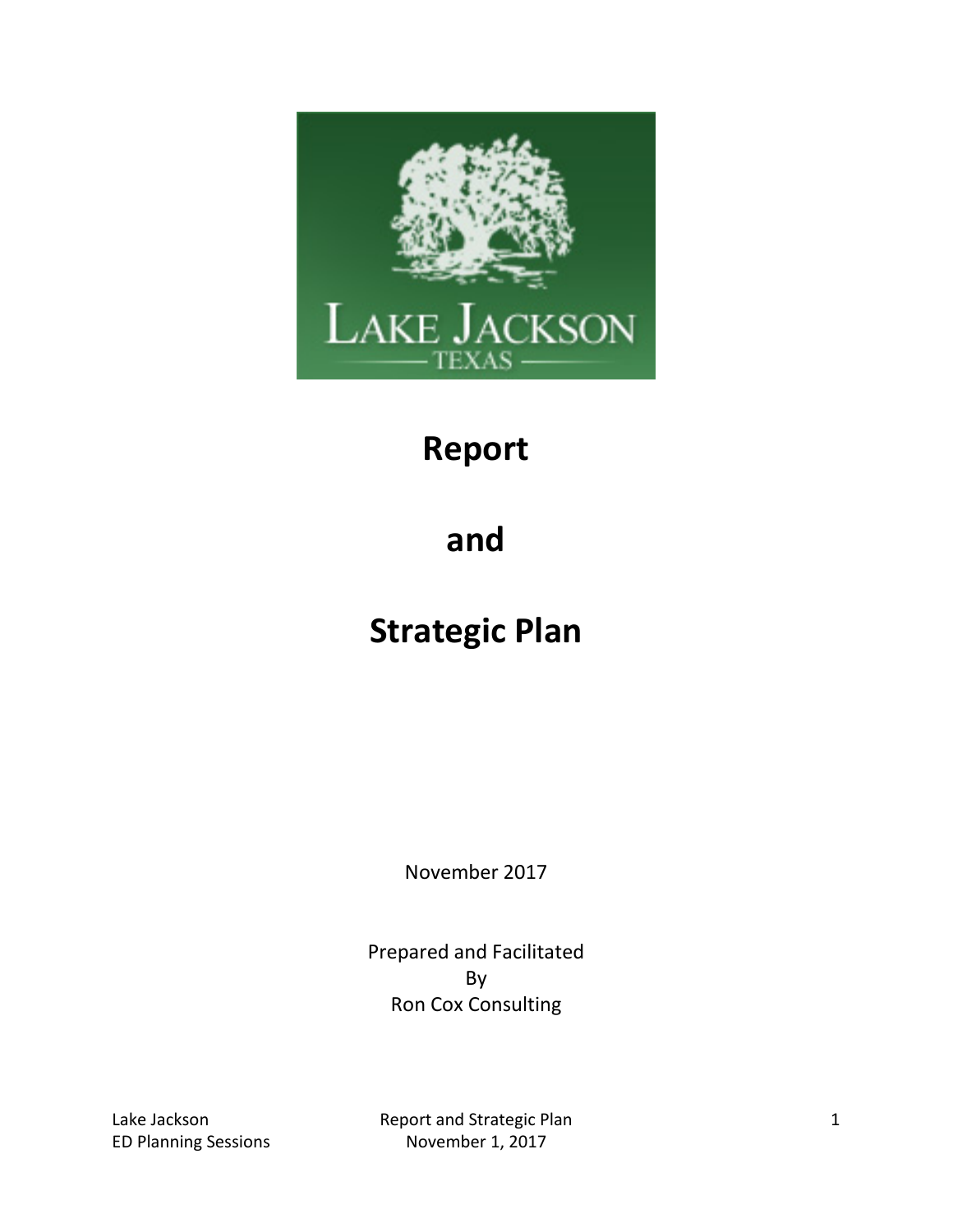# Report

# and

# Strategic Plan

November 2017

Prepared and Facilitated
By
Ron Cox Consulting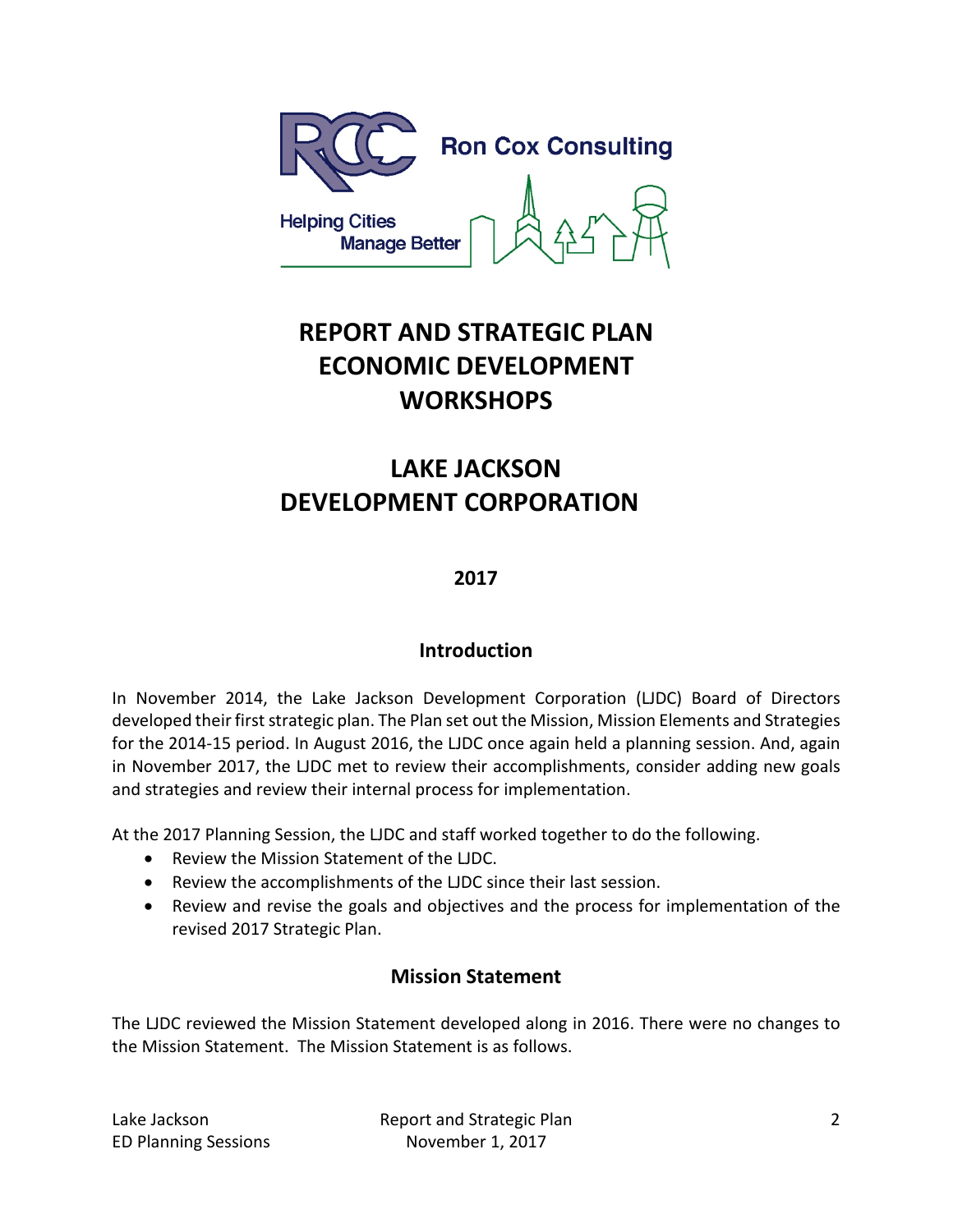Ron Cox Consulting

Helping Cities Manage Better

# REPORT AND STRATEGIC PLAN ECONOMIC DEVELOPMENT WORKSHOPS

# LAKE JACKSON DEVELOPMENT CORPORATION

**2017**

## Introduction

In November 2014, the Lake Jackson Development Corporation (LJDC) Board of Directors developed their first strategic plan. The Plan set out the Mission, Mission Elements and Strategies for the 2014-15 period. In August 2016, the LJDC once again held a planning session. And, again in November 2017, the LJDC met to review their accomplishments, consider adding new goals and strategies and review their internal process for implementation.

At the 2017 Planning Session, the LJDC and staff worked together to do the following.

- Review the Mission Statement of the LJDC.
- Review the accomplishments of the LJDC since their last session.
- Review and revise the goals and objectives and the process for implementation of the revised 2017 Strategic Plan.

## Mission Statement

The LJDC reviewed the Mission Statement developed along in 2016. There were no changes to the Mission Statement. The Mission Statement is as follows.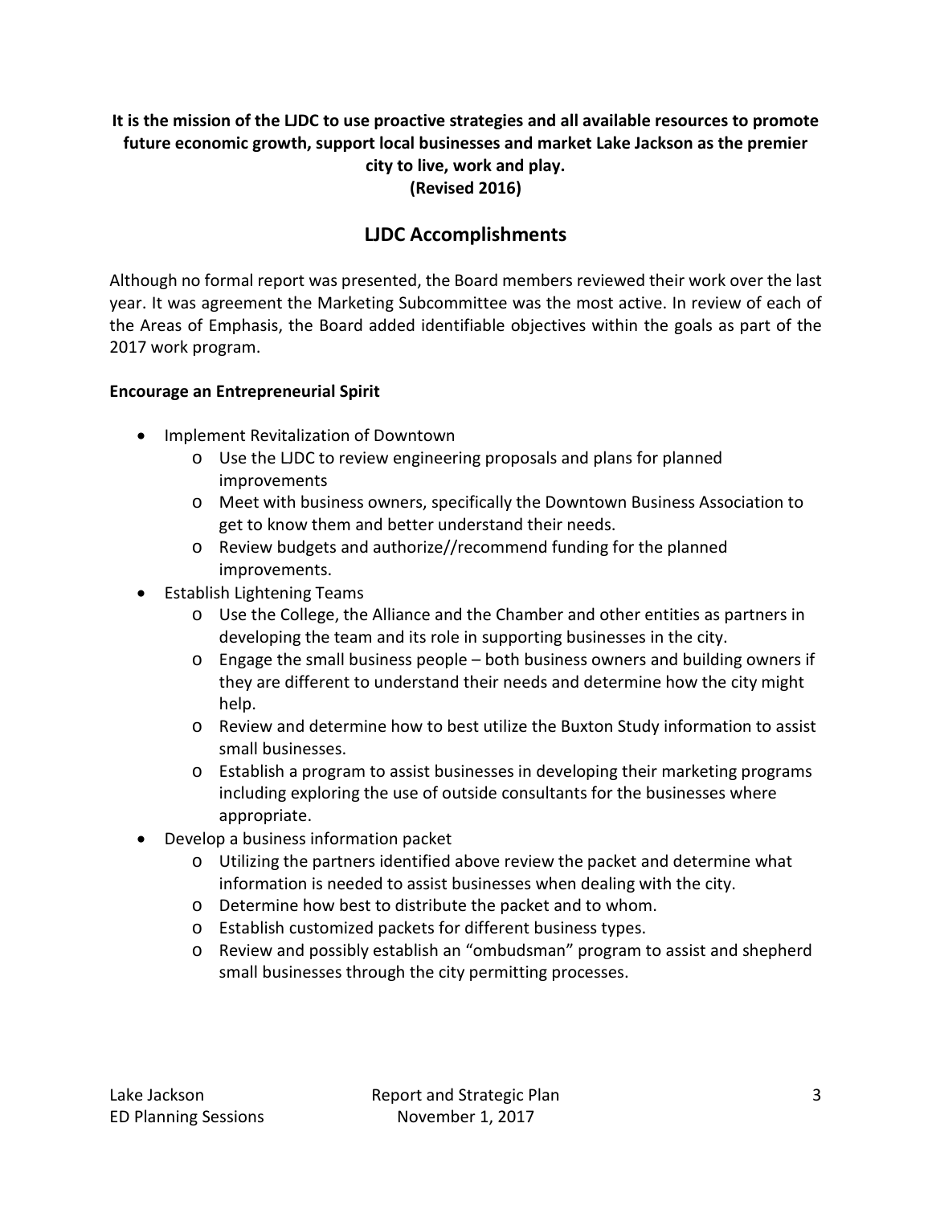**It is the mission of the LJDC to use proactive strategies and all available resources to promote future economic growth, support local businesses and market Lake Jackson as the premier city to live, work and play.**
**(Revised 2016)**

## LJDC Accomplishments

Although no formal report was presented, the Board members reviewed their work over the last year. It was agreement the Marketing Subcommittee was the most active. In review of each of the Areas of Emphasis, the Board added identifiable objectives within the goals as part of the 2017 work program.

**Encourage an Entrepreneurial Spirit**

- Implement Revitalization of Downtown
    - Use the LJDC to review engineering proposals and plans for planned improvements
    - Meet with business owners, specifically the Downtown Business Association to get to know them and better understand their needs.
    - Review budgets and authorize//recommend funding for the planned improvements.
- Establish Lightening Teams
    - Use the College, the Alliance and the Chamber and other entities as partners in developing the team and its role in supporting businesses in the city.
    - Engage the small business people – both business owners and building owners if they are different to understand their needs and determine how the city might help.
    - Review and determine how to best utilize the Buxton Study information to assist small businesses.
    - Establish a program to assist businesses in developing their marketing programs including exploring the use of outside consultants for the businesses where appropriate.
- Develop a business information packet
    - Utilizing the partners identified above review the packet and determine what information is needed to assist businesses when dealing with the city.
    - Determine how best to distribute the packet and to whom.
    - Establish customized packets for different business types.
    - Review and possibly establish an "ombudsman" program to assist and shepherd small businesses through the city permitting processes.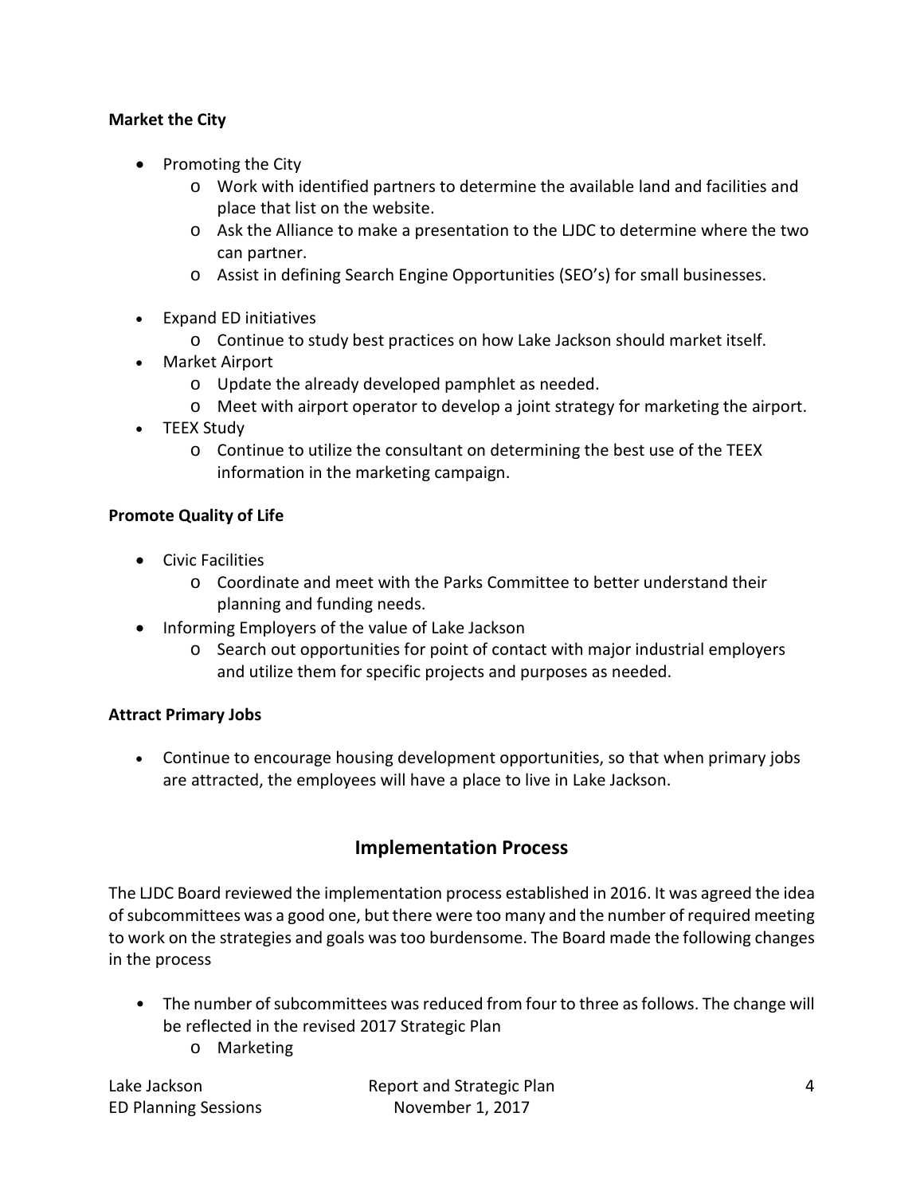**Market the City**

- Promoting the City
  - Work with identified partners to determine the available land and facilities and place that list on the website.
  - Ask the Alliance to make a presentation to the LJDC to determine where the two can partner.
  - Assist in defining Search Engine Opportunities (SEO's) for small businesses.
- Expand ED initiatives
  - Continue to study best practices on how Lake Jackson should market itself.
- Market Airport
  - Update the already developed pamphlet as needed.
  - Meet with airport operator to develop a joint strategy for marketing the airport.
- TEEX Study
  - Continue to utilize the consultant on determining the best use of the TEEX information in the marketing campaign.

**Promote Quality of Life**

- Civic Facilities
  - Coordinate and meet with the Parks Committee to better understand their planning and funding needs.
- Informing Employers of the value of Lake Jackson
  - Search out opportunities for point of contact with major industrial employers and utilize them for specific projects and purposes as needed.

**Attract Primary Jobs**

- Continue to encourage housing development opportunities, so that when primary jobs are attracted, the employees will have a place to live in Lake Jackson.

## Implementation Process

The LJDC Board reviewed the implementation process established in 2016. It was agreed the idea of subcommittees was a good one, but there were too many and the number of required meeting to work on the strategies and goals was too burdensome. The Board made the following changes in the process

- The number of subcommittees was reduced from four to three as follows. The change will be reflected in the revised 2017 Strategic Plan
  - Marketing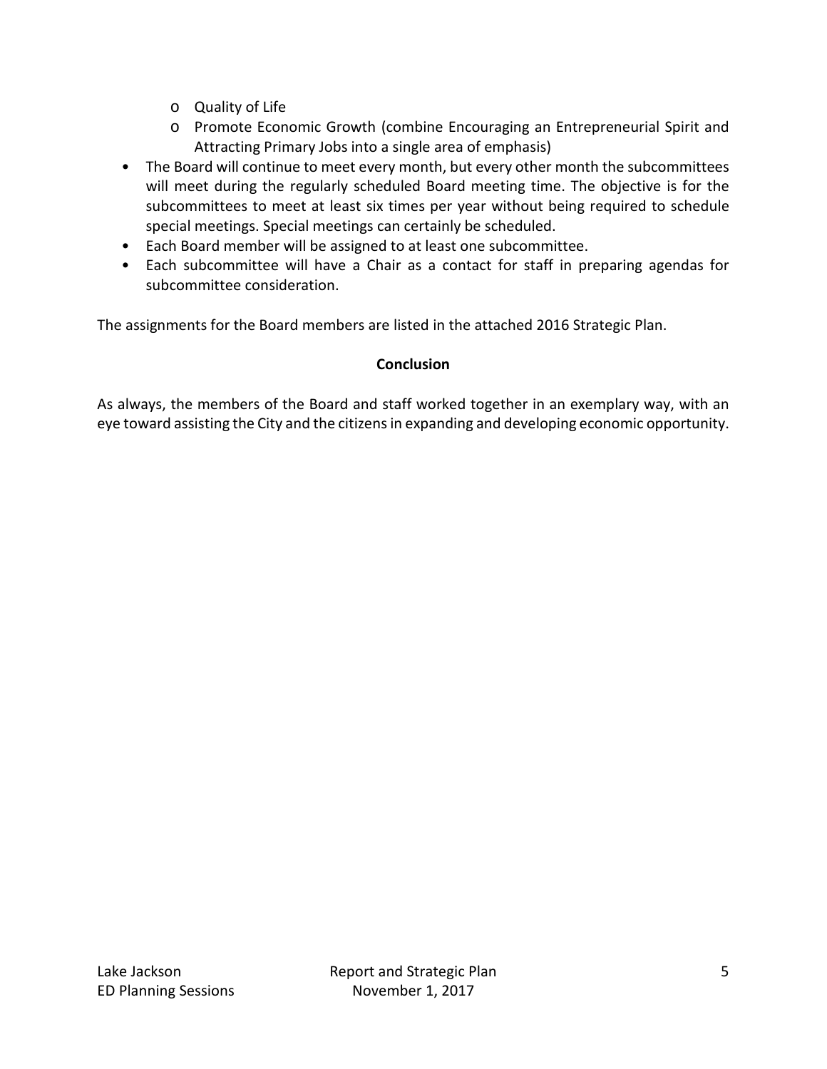- Quality of Life
    - Promote Economic Growth (combine Encouraging an Entrepreneurial Spirit and Attracting Primary Jobs into a single area of emphasis)
- The Board will continue to meet every month, but every other month the subcommittees will meet during the regularly scheduled Board meeting time. The objective is for the subcommittees to meet at least six times per year without being required to schedule special meetings. Special meetings can certainly be scheduled.
- Each Board member will be assigned to at least one subcommittee.
- Each subcommittee will have a Chair as a contact for staff in preparing agendas for subcommittee consideration.

The assignments for the Board members are listed in the attached 2016 Strategic Plan.

**Conclusion**

As always, the members of the Board and staff worked together in an exemplary way, with an eye toward assisting the City and the citizens in expanding and developing economic opportunity.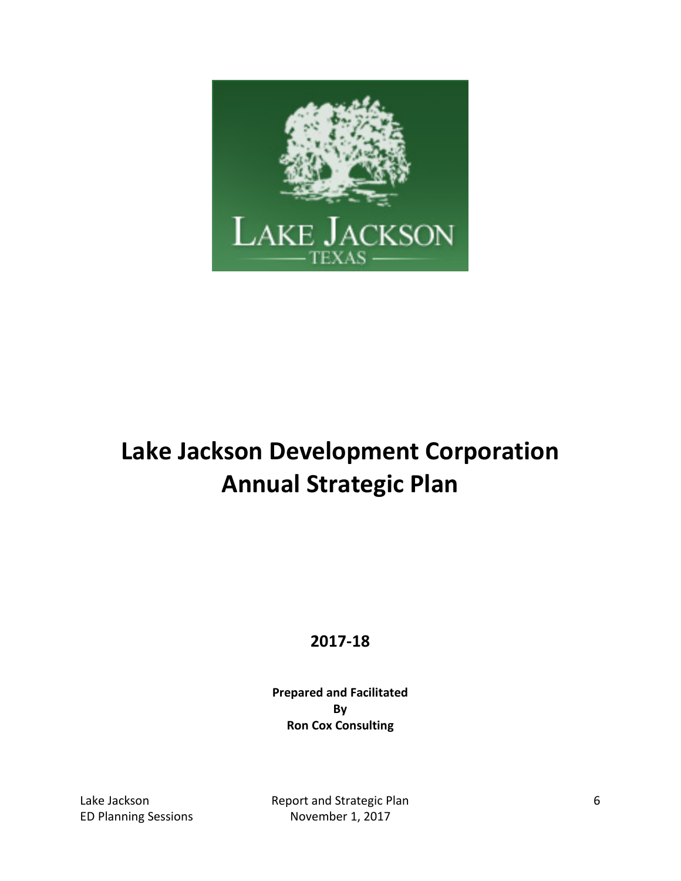# Lake Jackson Development Corporation Annual Strategic Plan

**2017-18**

**Prepared and Facilitated**
**By**
**Ron Cox Consulting**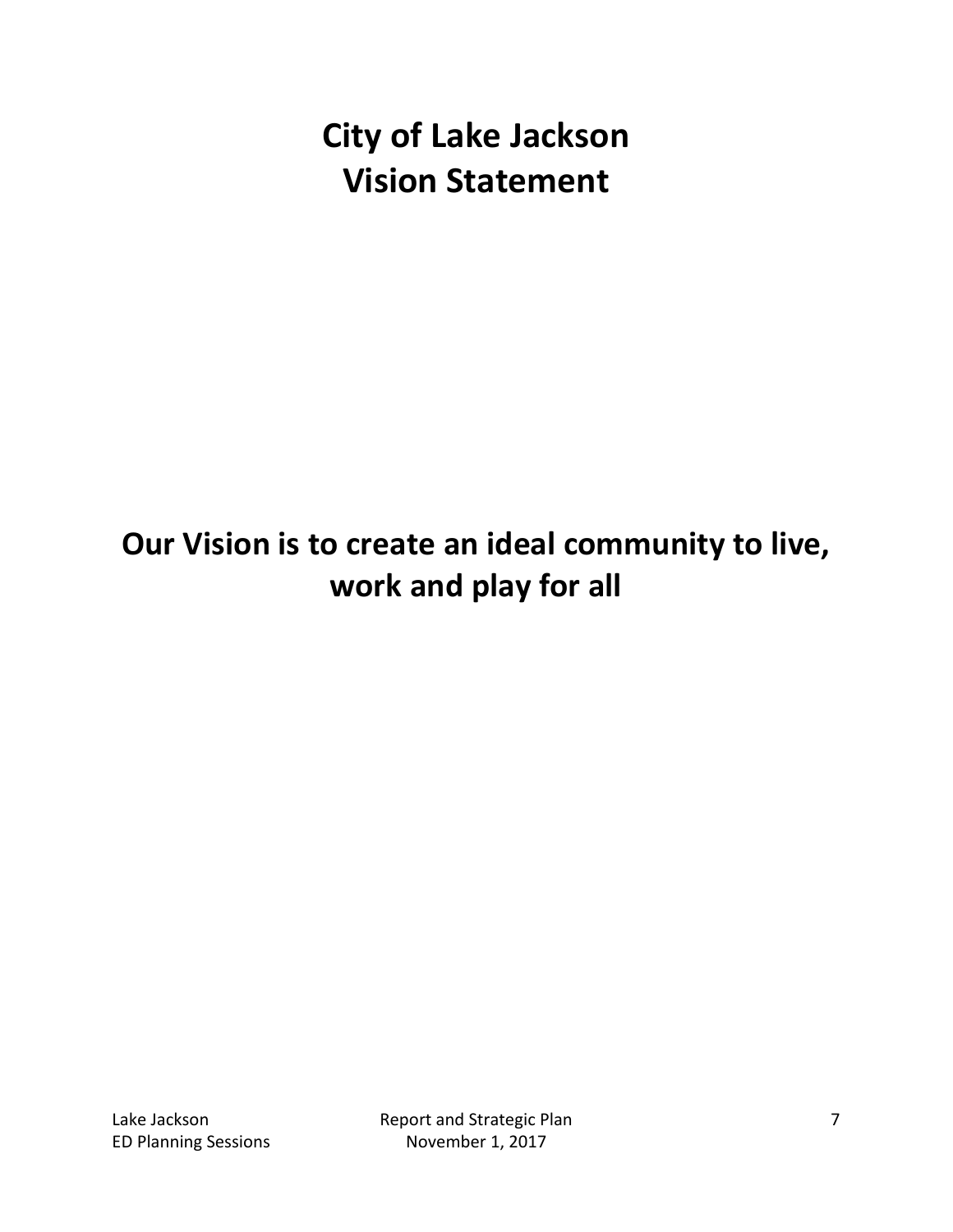# City of Lake Jackson
# Vision Statement

## Our Vision is to create an ideal community to live, work and play for all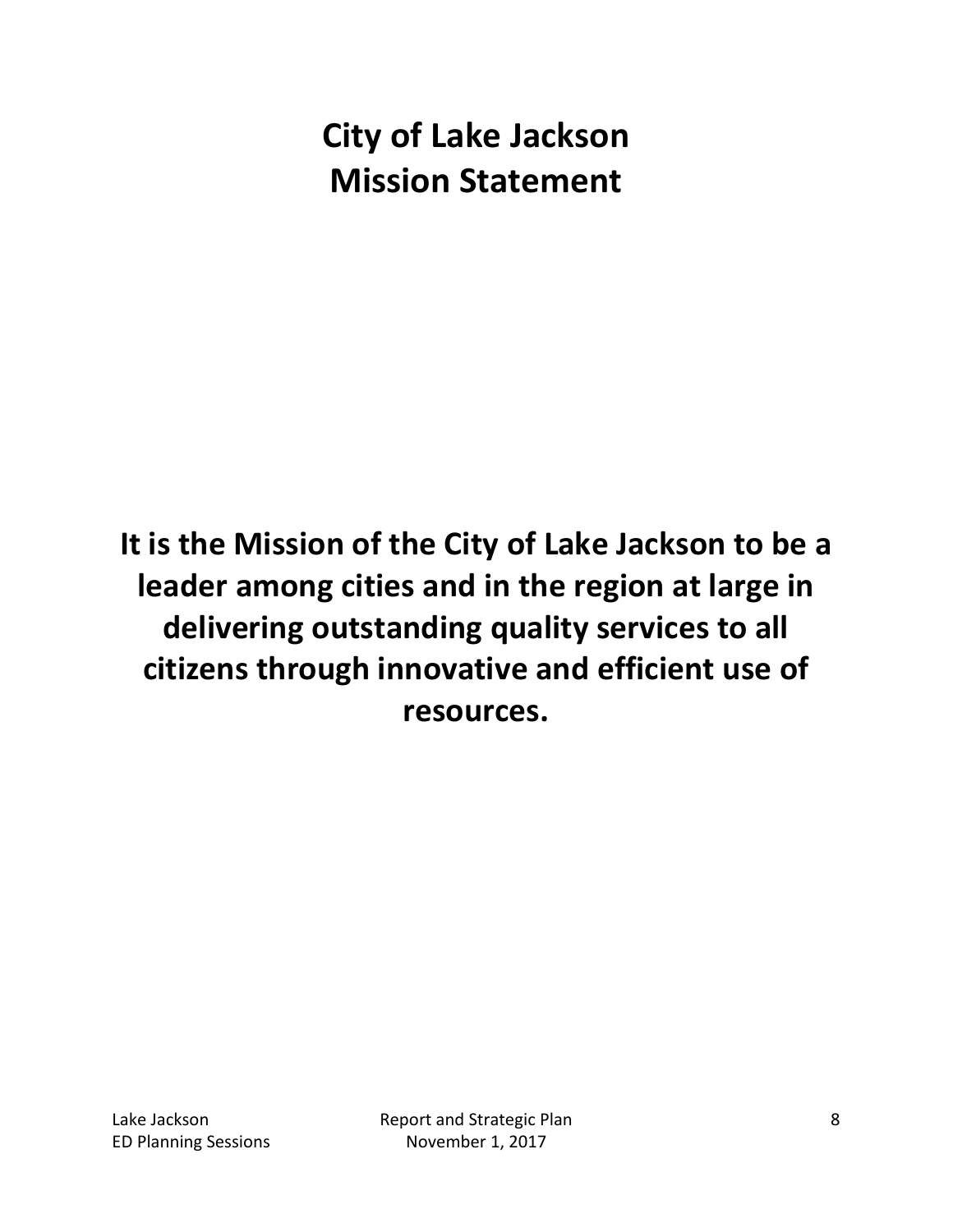# City of Lake Jackson
# Mission Statement

**It is the Mission of the City of Lake Jackson to be a leader among cities and in the region at large in delivering outstanding quality services to all citizens through innovative and efficient use of resources.**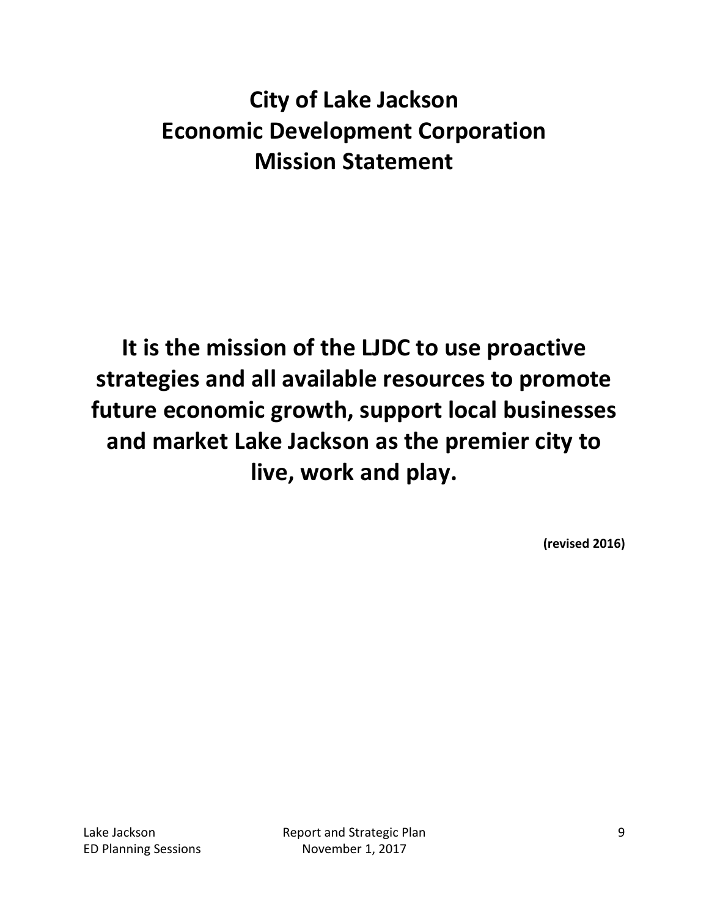# City of Lake Jackson
# Economic Development Corporation
# Mission Statement

**It is the mission of the LJDC to use proactive strategies and all available resources to promote future economic growth, support local businesses and market Lake Jackson as the premier city to live, work and play.**

**(revised 2016)**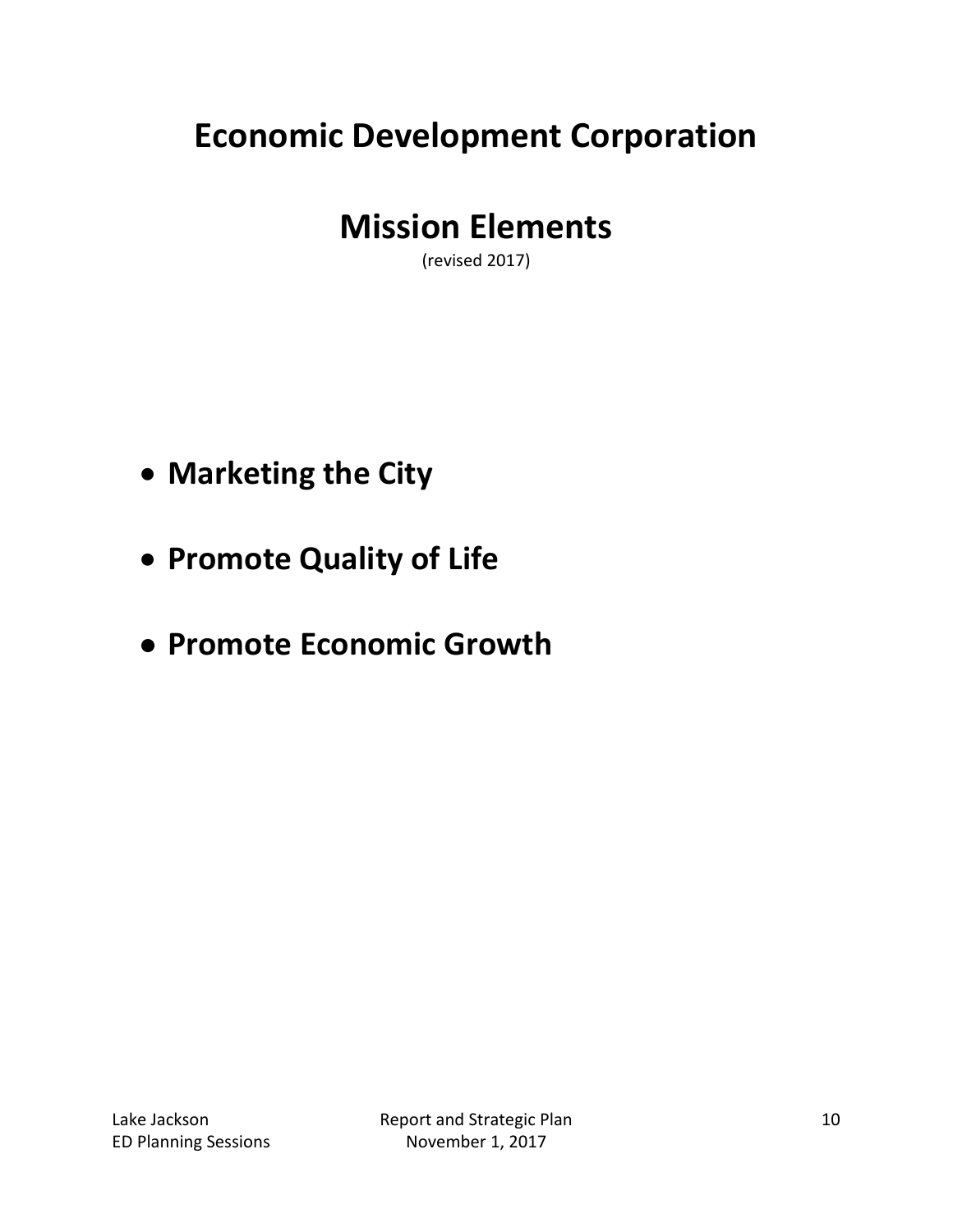# Economic Development Corporation

# Mission Elements

(revised 2017)

- **Marketing the City**
- **Promote Quality of Life**
- **Promote Economic Growth**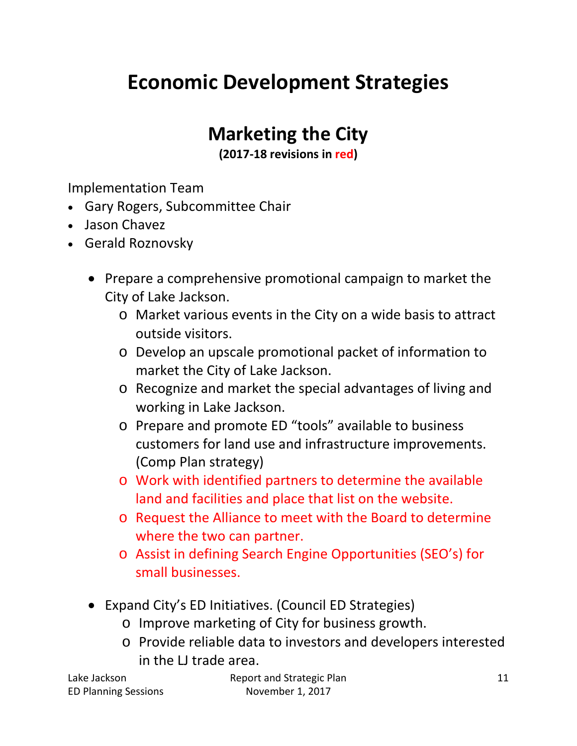# Economic Development Strategies

## Marketing the City

**(2017-18 revisions in red)**

Implementation Team

- Gary Rogers, Subcommittee Chair
- Jason Chavez
- Gerald Roznovsky

- Prepare a comprehensive promotional campaign to market the City of Lake Jackson.
  - Market various events in the City on a wide basis to attract outside visitors.
  - Develop an upscale promotional packet of information to market the City of Lake Jackson.
  - Recognize and market the special advantages of living and working in Lake Jackson.
  - Prepare and promote ED "tools" available to business customers for land use and infrastructure improvements. (Comp Plan strategy)
  - Work with identified partners to determine the available land and facilities and place that list on the website.
  - Request the Alliance to meet with the Board to determine where the two can partner.
  - Assist in defining Search Engine Opportunities (SEO's) for small businesses.

- Expand City's ED Initiatives. (Council ED Strategies)
  - Improve marketing of City for business growth.
  - Provide reliable data to investors and developers interested in the LJ trade area.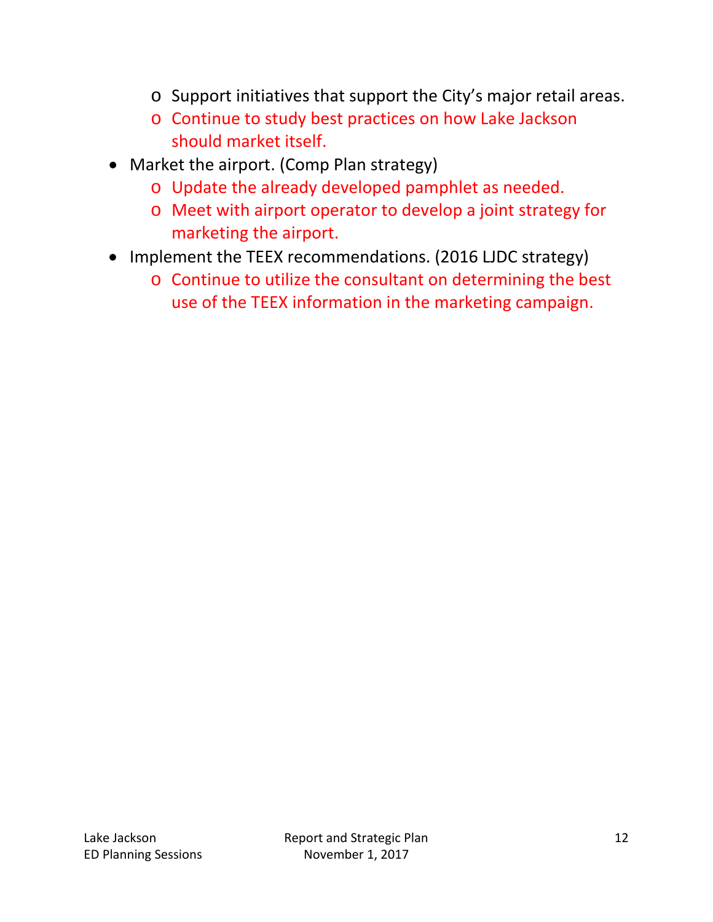- Support initiatives that support the City's major retail areas.
  - Continue to study best practices on how Lake Jackson should market itself.
- Market the airport. (Comp Plan strategy)
  - Update the already developed pamphlet as needed.
  - Meet with airport operator to develop a joint strategy for marketing the airport.
- Implement the TEEX recommendations. (2016 LJDC strategy)
  - Continue to utilize the consultant on determining the best use of the TEEX information in the marketing campaign.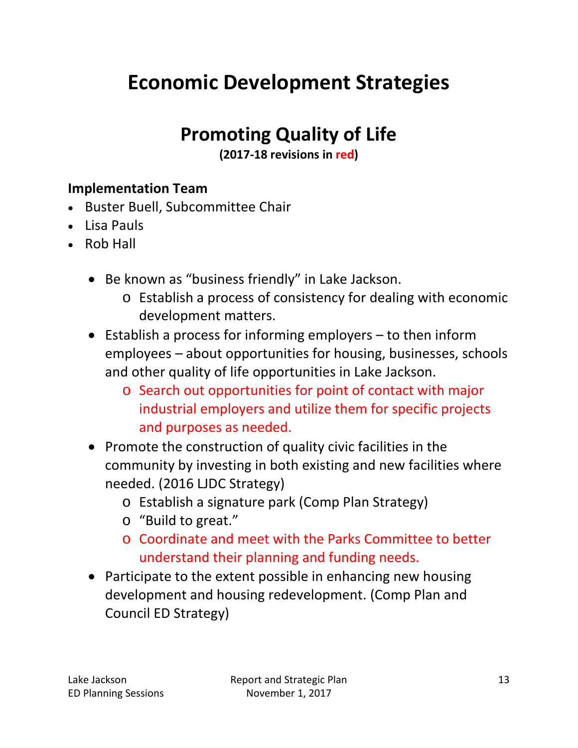# Economic Development Strategies

## Promoting Quality of Life

**(2017-18 revisions in red)**

### Implementation Team

- Buster Buell, Subcommittee Chair
- Lisa Pauls
- Rob Hall

- Be known as "business friendly" in Lake Jackson.
  - Establish a process of consistency for dealing with economic development matters.
- Establish a process for informing employers – to then inform employees – about opportunities for housing, businesses, schools and other quality of life opportunities in Lake Jackson.
  - Search out opportunities for point of contact with major industrial employers and utilize them for specific projects and purposes as needed.
- Promote the construction of quality civic facilities in the community by investing in both existing and new facilities where needed. (2016 LJDC Strategy)
  - Establish a signature park (Comp Plan Strategy)
  - "Build to great."
  - Coordinate and meet with the Parks Committee to better understand their planning and funding needs.
- Participate to the extent possible in enhancing new housing development and housing redevelopment. (Comp Plan and Council ED Strategy)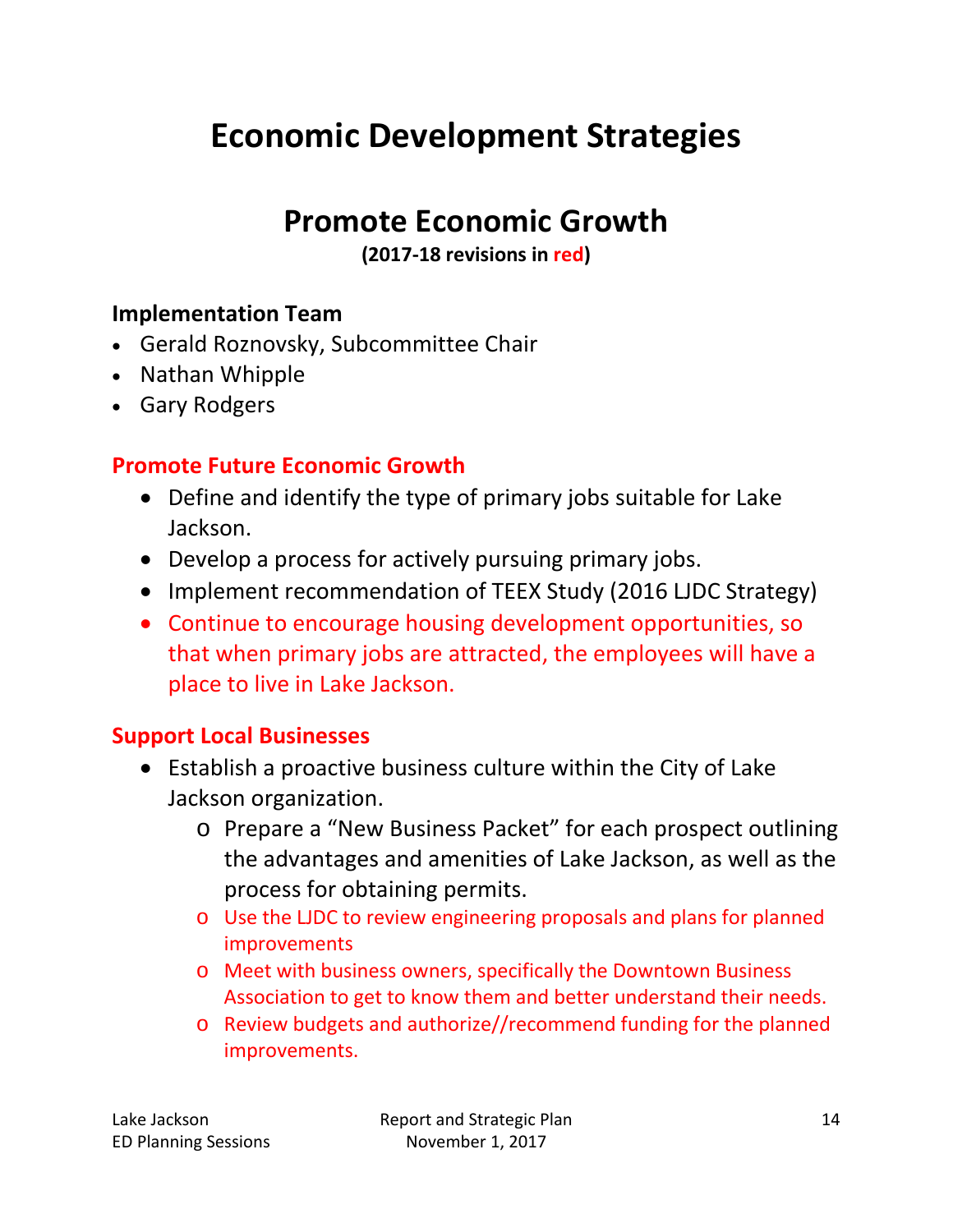# Economic Development Strategies

## Promote Economic Growth

**(2017-18 revisions in red)**

### Implementation Team

- Gerald Roznovsky, Subcommittee Chair
- Nathan Whipple
- Gary Rodgers

### Promote Future Economic Growth

- Define and identify the type of primary jobs suitable for Lake Jackson.
- Develop a process for actively pursuing primary jobs.
- Implement recommendation of TEEX Study (2016 LJDC Strategy)
- Continue to encourage housing development opportunities, so that when primary jobs are attracted, the employees will have a place to live in Lake Jackson.

### Support Local Businesses

- Establish a proactive business culture within the City of Lake Jackson organization.
  - Prepare a "New Business Packet" for each prospect outlining the advantages and amenities of Lake Jackson, as well as the process for obtaining permits.
  - Use the LJDC to review engineering proposals and plans for planned improvements
  - Meet with business owners, specifically the Downtown Business Association to get to know them and better understand their needs.
  - Review budgets and authorize//recommend funding for the planned improvements.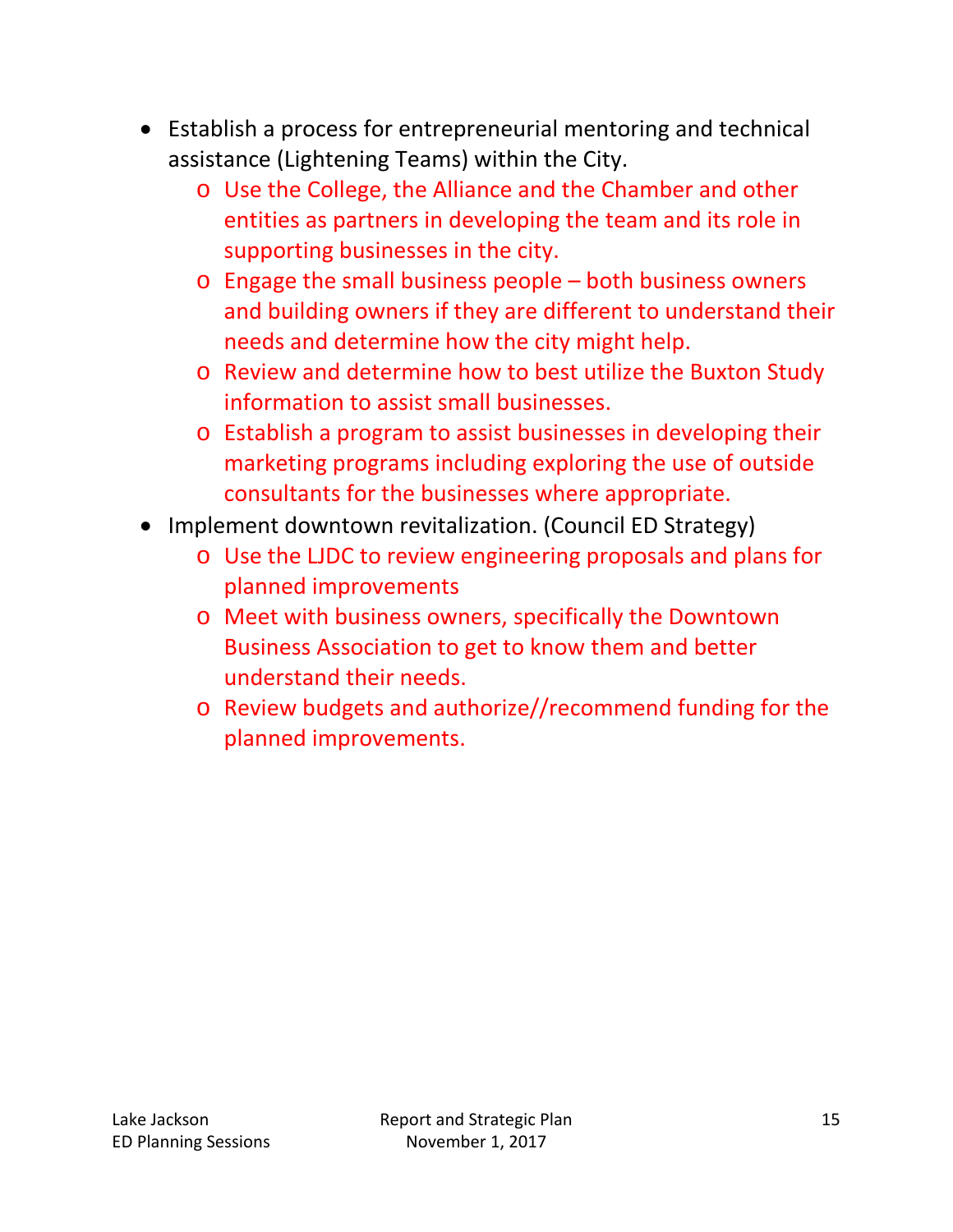- Establish a process for entrepreneurial mentoring and technical assistance (Lightening Teams) within the City.
    - Use the College, the Alliance and the Chamber and other entities as partners in developing the team and its role in supporting businesses in the city.
    - Engage the small business people – both business owners and building owners if they are different to understand their needs and determine how the city might help.
    - Review and determine how to best utilize the Buxton Study information to assist small businesses.
    - Establish a program to assist businesses in developing their marketing programs including exploring the use of outside consultants for the businesses where appropriate.
- Implement downtown revitalization. (Council ED Strategy)
    - Use the LJDC to review engineering proposals and plans for planned improvements
    - Meet with business owners, specifically the Downtown Business Association to get to know them and better understand their needs.
    - Review budgets and authorize//recommend funding for the planned improvements.